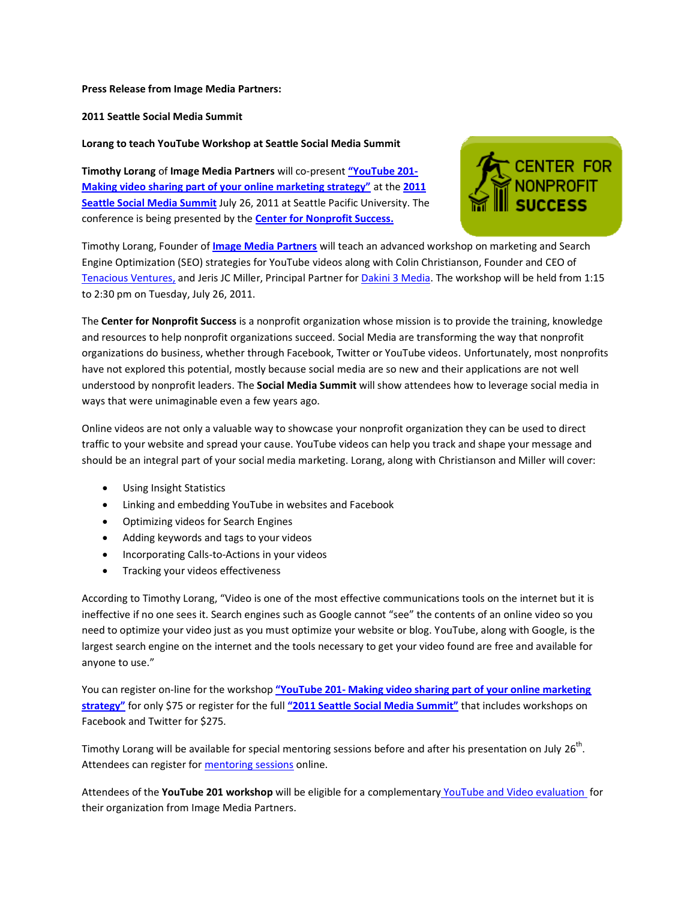**Press Release from Image Media Partners:**

**2011 Seattle Social Media Summit**

**Lorang to teach YouTube Workshop at Seattle Social Media Summit**

**Timothy Lorang** of **Image Media Partners** will co-present **"YouTube 201- Making video sharing part of your online marketing strategy"** at the **2011 Seattle Social Media Summit** July 26, 2011 at Seattle Pacific University. The conference is being presented by the **Center for Nonprofit Success.**

Timothy Lorang, Founder of **Image Media Partners** will teach an advanced workshop on marketing and Search Engine Optimization (SEO) strategies for YouTube videos along with Colin Christianson, Founder and CEO of Tenacious Ventures, and Jeris JC Miller, Principal Partner for Dakini 3 Media. The workshop will be held from 1:15 to 2:30 pm on Tuesday, July 26, 2011.

The **Center for Nonprofit Success** is a nonprofit organization whose mission is to provide the training, knowledge and resources to help nonprofit organizations succeed. Social Media are transforming the way that nonprofit organizations do business, whether through Facebook, Twitter or YouTube videos. Unfortunately, most nonprofits have not explored this potential, mostly because social media are so new and their applications are not well understood by nonprofit leaders. The **Social Media Summit** will show attendees how to leverage social media in ways that were unimaginable even a few years ago.

Online videos are not only a valuable way to showcase your nonprofit organization they can be used to direct traffic to your website and spread your cause. YouTube videos can help you track and shape your message and should be an integral part of your social media marketing. Lorang, along with Christianson and Miller will cover:

- Using Insight Statistics
- Linking and embedding YouTube in websites and Facebook
- Optimizing videos for Search Engines
- Adding keywords and tags to your videos
- Incorporating Calls-to-Actions in your videos
- Tracking your videos effectiveness

According to Timothy Lorang, "Video is one of the most effective communications tools on the internet but it is ineffective if no one sees it. Search engines such as Google cannot "see" the contents of an online video so you need to optimize your video just as you must optimize your website or blog. YouTube, along with Google, is the largest search engine on the internet and the tools necessary to get your video found are free and available for anyone to use."

You can register on-line for the workshop **"YouTube 201- Making video sharing part of your online marketing strategy"** for only $75 or register for the full **"2011 Seattle Social Media Summit"** that includes workshops on Facebook and Twitter for $275.

Timothy Lorang will be available for special mentoring sessions before and after his presentation on July 26th. Attendees can register for mentoring sessions online.

Attendees of the **YouTube 201 workshop** will be eligible for a complementary YouTube and Video evaluation for their organization from Image Media Partners.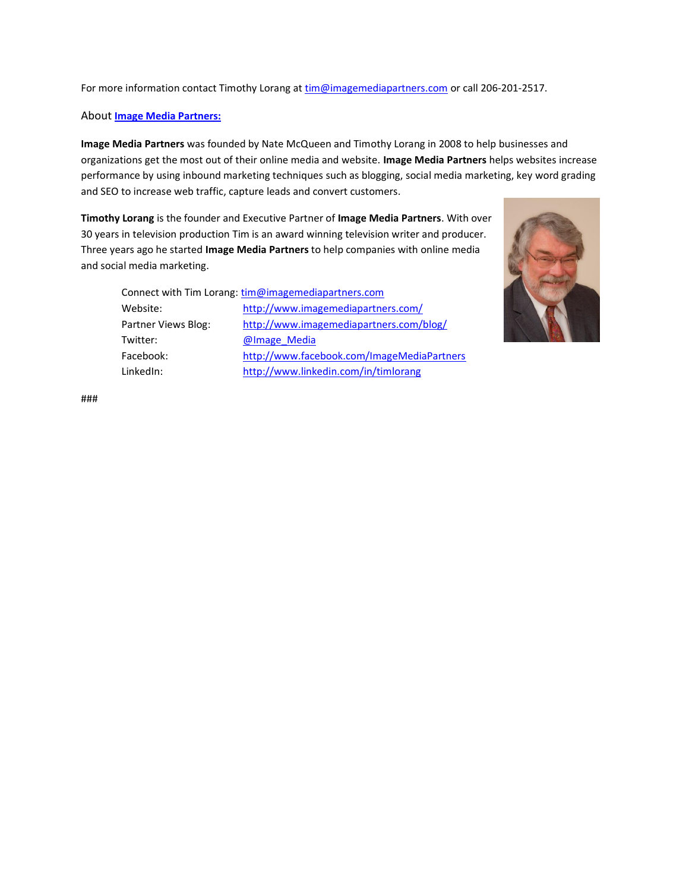For more information contact Timothy Lorang at tim@imagemediapartners.com or call 206-201-2517.

About **Image Media Partners:**

**Image Media Partners** was founded by Nate McQueen and Timothy Lorang in 2008 to help businesses and organizations get the most out of their online media and website. **Image Media Partners** helps websites increase performance by using inbound marketing techniques such as blogging, social media marketing, key word grading and SEO to increase web traffic, capture leads and convert customers.

**Timothy Lorang** is the founder and Executive Partner of **Image Media Partners**. With over 30 years in television production Tim is an award winning television writer and producer. Three years ago he started **Image Media Partners** to help companies with online media and social media marketing.

| | |
|---|---|
| Connect with Tim Lorang: | tim@imagemediapartners.com |
| Website: | http://www.imagemediapartners.com/ |
| Partner Views Blog: | http://www.imagemediapartners.com/blog/ |
| Twitter: | @Image_Media |
| Facebook: | http://www.facebook.com/ImageMediaPartners |
| LinkedIn: | http://www.linkedin.com/in/timlorang |

###